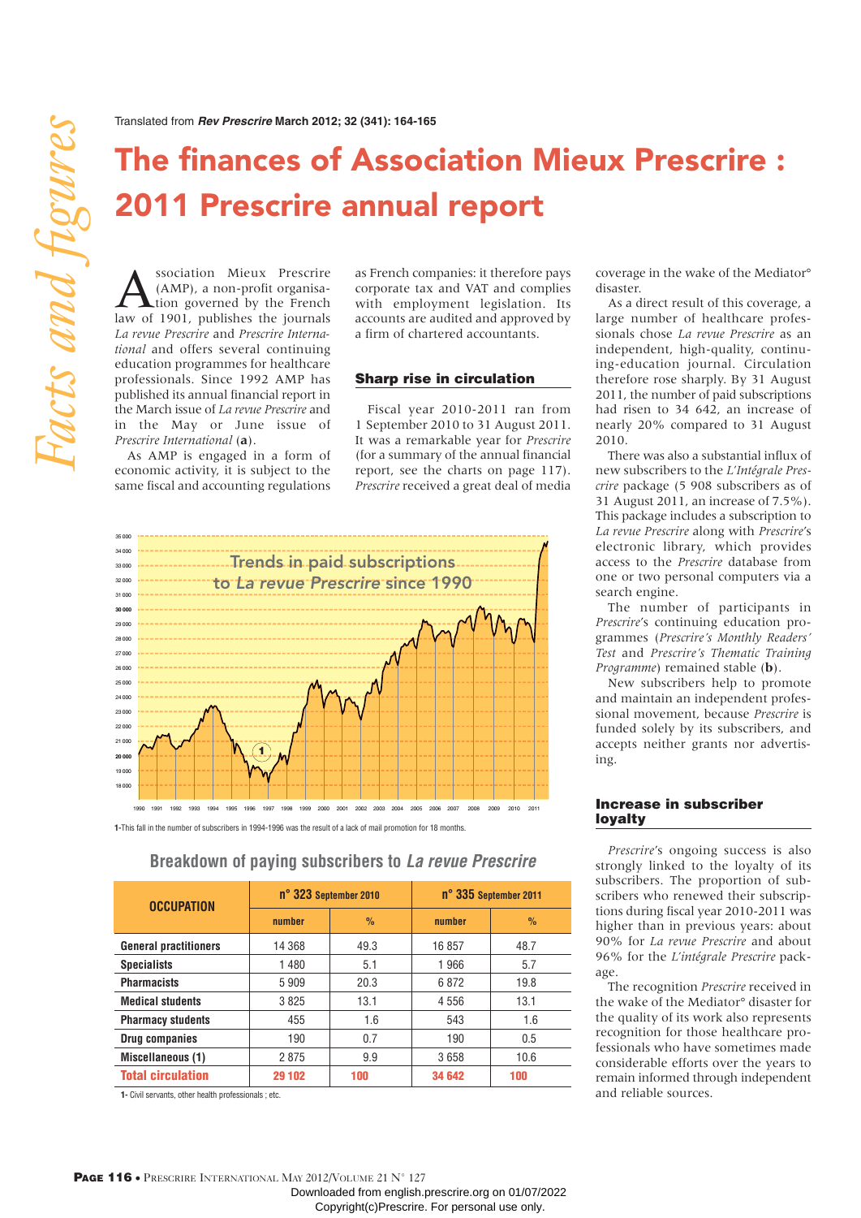Translated from ***Rev Prescrire*** **March 2012; 32 (341): 164-165**

# The finances of Association Mieux Prescrire : 2011 Prescrire annual report

Association Mieux Prescrire (AMP), a non-profit organisation governed by the French law of 1901, publishes the journals *La revue Prescrire* and *Prescrire International* and offers several continuing education programmes for healthcare professionals. Since 1992 AMP has published its annual financial report in the March issue of *La revue Prescrire* and in the May or June issue of *Prescrire International* (**a**).

As AMP is engaged in a form of economic activity, it is subject to the same fiscal and accounting regulations as French companies: it therefore pays corporate tax and VAT and complies with employment legislation. Its accounts are audited and approved by a firm of chartered accountants.

## Sharp rise in circulation

Fiscal year 2010-2011 ran from 1 September 2010 to 31 August 2011. It was a remarkable year for *Prescrire* (for a summary of the annual financial report, see the charts on page 117). *Prescrire* received a great deal of media coverage in the wake of the Mediator° disaster.

As a direct result of this coverage, a large number of healthcare professionals chose *La revue Prescrire* as an independent, high-quality, continuing-education journal. Circulation therefore rose sharply. By 31 August 2011, the number of paid subscriptions had risen to 34 642, an increase of nearly 20% compared to 31 August 2010.

There was also a substantial influx of new subscribers to the *L'Intégrale Prescrire* package (5 908 subscribers as of 31 August 2011, an increase of 7.5%). This package includes a subscription to *La revue Prescrire* along with *Prescrire*'s electronic library, which provides access to the *Prescrire* database from one or two personal computers via a search engine.

The number of participants in *Prescrire*'s continuing education programmes (*Prescrire's Monthly Readers' Test* and *Prescrire's Thematic Training Programme*) remained stable (**b**).

New subscribers help to promote and maintain an independent professional movement, because *Prescrire* is funded solely by its subscribers, and accepts neither grants nor advertising.

**Trends in paid subscriptions to *La revue Prescrire* since 1990**

1-This fall in the number of subscribers in 1994-1996 was the result of a lack of mail promotion for 18 months.

**Breakdown of paying subscribers to *La revue Prescrire***

| OCCUPATION | n° 323 September 2010 | | n° 335 September 2011 | |
|---|---|---|---|---|
| | number | % | number | % |
| **General practitioners** | 14 368 | 49.3 | 16 857 | 48.7 |
| **Specialists** | 1 480 | 5.1 | 1 966 | 5.7 |
| **Pharmacists** | 5 909 | 20.3 | 6 872 | 19.8 |
| **Medical students** | 3 825 | 13.1 | 4 556 | 13.1 |
| **Pharmacy students** | 455 | 1.6 | 543 | 1.6 |
| **Drug companies** | 190 | 0.7 | 190 | 0.5 |
| **Miscellaneous (1)** | 2 875 | 9.9 | 3 658 | 10.6 |
| **Total circulation** | **29 102** | **100** | **34 642** | **100** |

1- Civil servants, other health professionals ; etc.

## Increase in subscriber loyalty

*Prescrire*'s ongoing success is also strongly linked to the loyalty of its subscribers. The proportion of subscribers who renewed their subscriptions during fiscal year 2010-2011 was higher than in previous years: about 90% for *La revue Prescrire* and about 96% for the *L'intégrale Prescrire* package.

The recognition *Prescrire* received in the wake of the Mediator° disaster for the quality of its work also represents recognition for those healthcare professionals who have sometimes made considerable efforts over the years to remain informed through independent and reliable sources.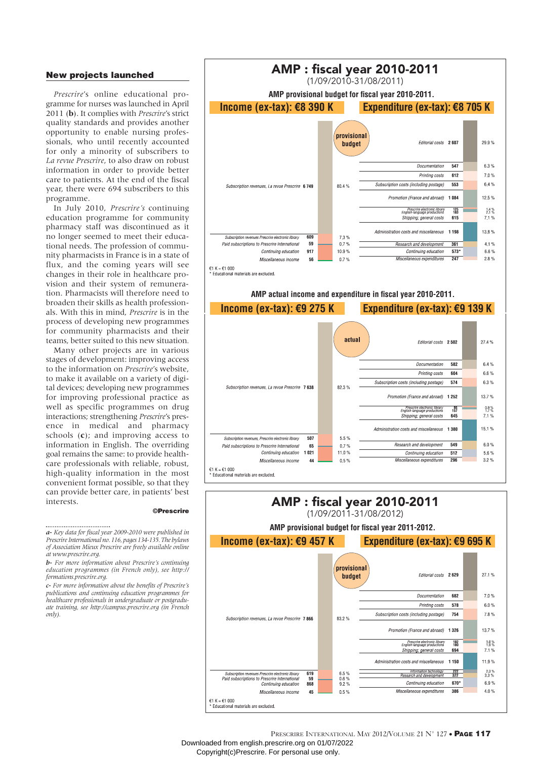## New projects launched

*Prescrire*'s online educational programme for nurses was launched in April 2011 (**b**). It complies with *Prescrire*'s strict quality standards and provides another opportunity to enable nursing professionals, who until recently accounted for only a minority of subscribers to *La revue Prescrire*, to also draw on robust information in order to provide better care to patients. At the end of the fiscal year, there were 694 subscribers to this programme.

In July 2010, *Prescrire's* continuing education programme for community pharmacy staff was discontinued as it no longer seemed to meet their educational needs. The profession of community pharmacists in France is in a state of flux, and the coming years will see changes in their role in healthcare provision and their system of remuneration. Pharmacists will therefore need to broaden their skills as health professionals. With this in mind, *Prescrire* is in the process of developing new programmes for community pharmacists and their teams, better suited to this new situation.

Many other projects are in various stages of development: improving access to the information on *Prescrire*'s website, to make it available on a variety of digital devices; developing new programmes for improving professional practice as well as specific programmes on drug interactions; strengthening *Prescrire*'s presence in medical and pharmacy schools (**c**); and improving access to information in English. The overriding goal remains the same: to provide healthcare professionals with reliable, robust, high-quality information in the most convenient format possible, so that they can provide better care, in patients' best interests.

**©Prescrire**

.................................

*a- Key data for fiscal year 2009-2010 were published in Prescrire International no. 116, pages 134-135. The bylaws of Association Mieux Prescrire are freely available online at www.prescrire.org.*

*b- For more information about Prescrire's continuing education programmes (in French only), see http://formations.prescrire.org.*

*c- For more information about the benefits of Prescrire's publications and continuing education programmes for healthcare professionals in undergraduate or postgraduate training, see http://campus.prescrire.org (in French only).*

## AMP : fiscal year 2010-2011

(1/09/2010-31/08/2011)

**AMP provisional budget for fiscal year 2010-2011.**

**Income (ex-tax): €8 390 K**

**Expenditure (ex-tax): €8 705 K**

provisional budget

Subscription revenues, La revue Prescrire 6 749 80.4 %
Subscription revenues Prescrire electronic library 609 7.3 %
Paid subscriptions to Prescrire International 59 0.7 %
Continuing education 917 10.9 %
Miscellaneous income 56 0.7 %

Editorial costs 2 607 29.9 %
Documentation 547 6.3 %
Printing costs 612 7.0 %
Subscription costs (including postage) 553 6.4 %
Promotion (France and abroad) 1 084 12.5 %
Prescrire electronic library 125 1.4 %
English-language productions 183 2.1 %
Shipping; general costs 615 7.1 %
Administration costs and miscellaneous 1 198 13.8 %
Research and development 361 4.1 %
Continuing education 573* 6.6 %
Miscellaneous expenditures 247 2.8 %

€1 K = €1 000
\* Educational materials are excluded.

**AMP actual income and expenditure in fiscal year 2010-2011.**

**Income (ex-tax): €9 275 K**

**Expenditure (ex-tax): €9 139 K**

actual

Subscription revenues, La revue Prescrire 7 638 82.3 %
Subscription revenues, Prescrire electronic library 507 5.5 %
Paid subscriptions to Prescrire International 65 0.7 %
Continuing education 1 021 11.0 %
Miscellaneous income 44 0.5 %

Editorial costs 2 502 27.4 %
Documentation 582 6.4 %
Printing costs 604 6.6 %
Subscription costs (including postage) 574 6.3 %
Promotion (France and abroad) 1 252 13.7 %
Prescrire electronic library 86 0.9 %
English-language productions 157 1.7 %
Shipping; general costs 645 7.1 %
Administration costs and miscellaneous 1 380 15.1 %
Research and development 549 6.0 %
Continuing education 512 5.6 %
Miscellaneous expenditures 296 3.2 %

€1 K = €1 000
\* Educational materials are excluded.

## AMP : fiscal year 2010-2011

(1/09/2011-31/08/2012)

**AMP provisional budget for fiscal year 2011-2012.**

**Income (ex-tax): €9 457 K**

**Expenditure (ex-tax): €9 695 K**

provisional budget

Subscription revenues, La revue Prescrire 7 866 83.2 %
Subscription revenues Prescrire electronic library 619 6.5 %
Paid subscriptions to Prescrire International 59 0.6 %
Continuing education 868 9.2 %
Miscellaneous income 45 0.5 %

Editorial costs 2 629 27.1 %
Documentation 682 7.0 %
Printing costs 578 6.0 %
Subscription costs (including postage) 754 7.8 %
Promotion (France and abroad) 1 326 13.7 %
Prescrire electronic library 102 1.0 %
English-language productions 180 1.9 %
Shipping; general costs 694 7.1 %
Administration costs and miscellaneous 1 150 11.9 %
Information technology 222 2.3 %
Research and development 322 3.3 %
Continuing education 670* 6.9 %
Miscellaneous expenditures 386 4.0 %

€1 K = €1 000
\* Educational materials are excluded.